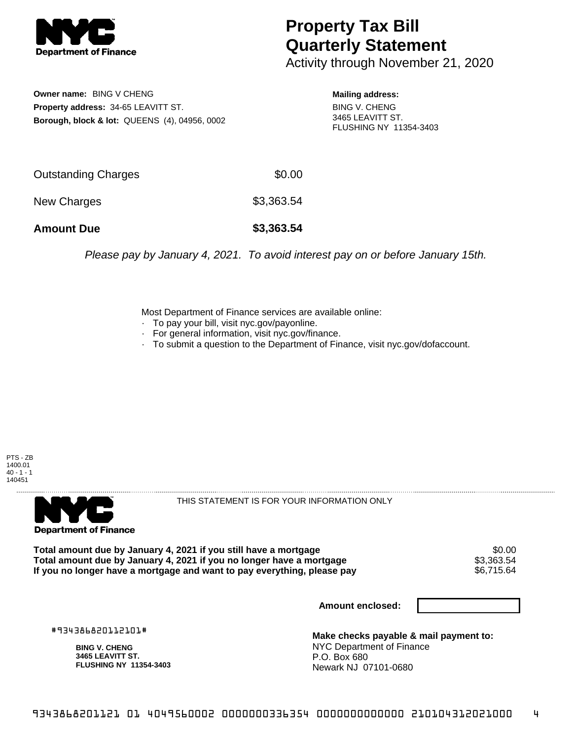# Property Tax Bill Quarterly Statement

Activity through November 21, 2020

**Owner name:** BING V CHENG
**Property address:** 34-65 LEAVITT ST.
**Borough, block & lot:** QUEENS (4), 04956, 0002

**Mailing address:**
BING V. CHENG
3465 LEAVITT ST.
FLUSHING NY 11354-3403

| | |
|---|---|
| Outstanding Charges | $0.00 |
| New Charges | $3,363.54 |
| **Amount Due** | **$3,363.54** |

*Please pay by January 4, 2021. To avoid interest pay on or before January 15th.*

Most Department of Finance services are available online:

- To pay your bill, visit nyc.gov/payonline.
- For general information, visit nyc.gov/finance.
- To submit a question to the Department of Finance, visit nyc.gov/dofaccount.

PTS - ZB
1400.01
40 - 1 - 1
140451

THIS STATEMENT IS FOR YOUR INFORMATION ONLY

| | |
|---|---|
| **Total amount due by January 4, 2021 if you still have a mortgage** | $0.00 |
| **Total amount due by January 4, 2021 if you no longer have a mortgage** | $3,363.54 |
| **If you no longer have a mortgage and want to pay everything, please pay** | $6,715.64 |

**Amount enclosed:**

#934386820112101#

**BING V. CHENG**
**3465 LEAVITT ST.**
**FLUSHING NY 11354-3403**

**Make checks payable & mail payment to:**
NYC Department of Finance
P.O. Box 680
Newark NJ 07101-0680

9343868201121 01 4049560002 0000000336354 0000000000000 210104312021000 4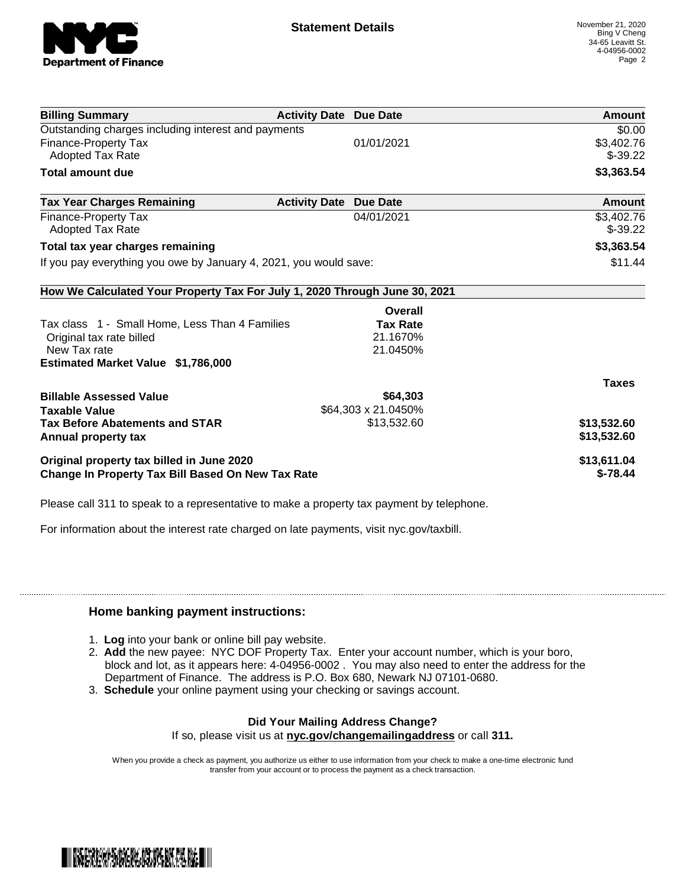## Statement Details

November 21, 2020
Bing V Cheng
34-65 Leavitt St.
4-04956-0002

| Billing Summary | Activity Date | Due Date | Amount |
|---|---|---|---|
| Outstanding charges including interest and payments | | | $0.00 |
| Finance-Property Tax | | 01/01/2021 | $3,402.76 |
| Adopted Tax Rate | | | $-39.22 |
| **Total amount due** | | | **$3,363.54** |

| Tax Year Charges Remaining | Activity Date | Due Date | Amount |
|---|---|---|---|
| Finance-Property Tax | | 04/01/2021 | $3,402.76 |
| Adopted Tax Rate | | | $-39.22 |
| **Total tax year charges remaining** | | | **$3,363.54** |
| If you pay everything you owe by January 4, 2021, you would save: | | | $11.44 |

**How We Calculated Your Property Tax For July 1, 2020 Through June 30, 2021**

| | Overall Tax Rate | Taxes |
|---|---|---|
| Tax class 1 - Small Home, Less Than 4 Families | | |
| Original tax rate billed | 21.1670% | |
| New Tax rate | 21.0450% | |
| **Estimated Market Value $1,786,000** | | |
| **Billable Assessed Value** | **$64,303** | |
| **Taxable Value** | $64,303 x 21.0450% | |
| **Tax Before Abatements and STAR** | $13,532.60 | **$13,532.60** |
| **Annual property tax** | | **$13,532.60** |
| **Original property tax billed in June 2020** | | **$13,611.04** |
| **Change In Property Tax Bill Based On New Tax Rate** | | **$-78.44** |

Please call 311 to speak to a representative to make a property tax payment by telephone.

For information about the interest rate charged on late payments, visit nyc.gov/taxbill.

### Home banking payment instructions:

1. **Log** into your bank or online bill pay website.
2. **Add** the new payee: NYC DOF Property Tax. Enter your account number, which is your boro, block and lot, as it appears here: 4-04956-0002 . You may also need to enter the address for the Department of Finance. The address is P.O. Box 680, Newark NJ 07101-0680.
3. **Schedule** your online payment using your checking or savings account.

**Did Your Mailing Address Change?**
If so, please visit us at **nyc.gov/changemailingaddress** or call **311.**

When you provide a check as payment, you authorize us either to use information from your check to make a one-time electronic fund transfer from your account or to process the payment as a check transaction.